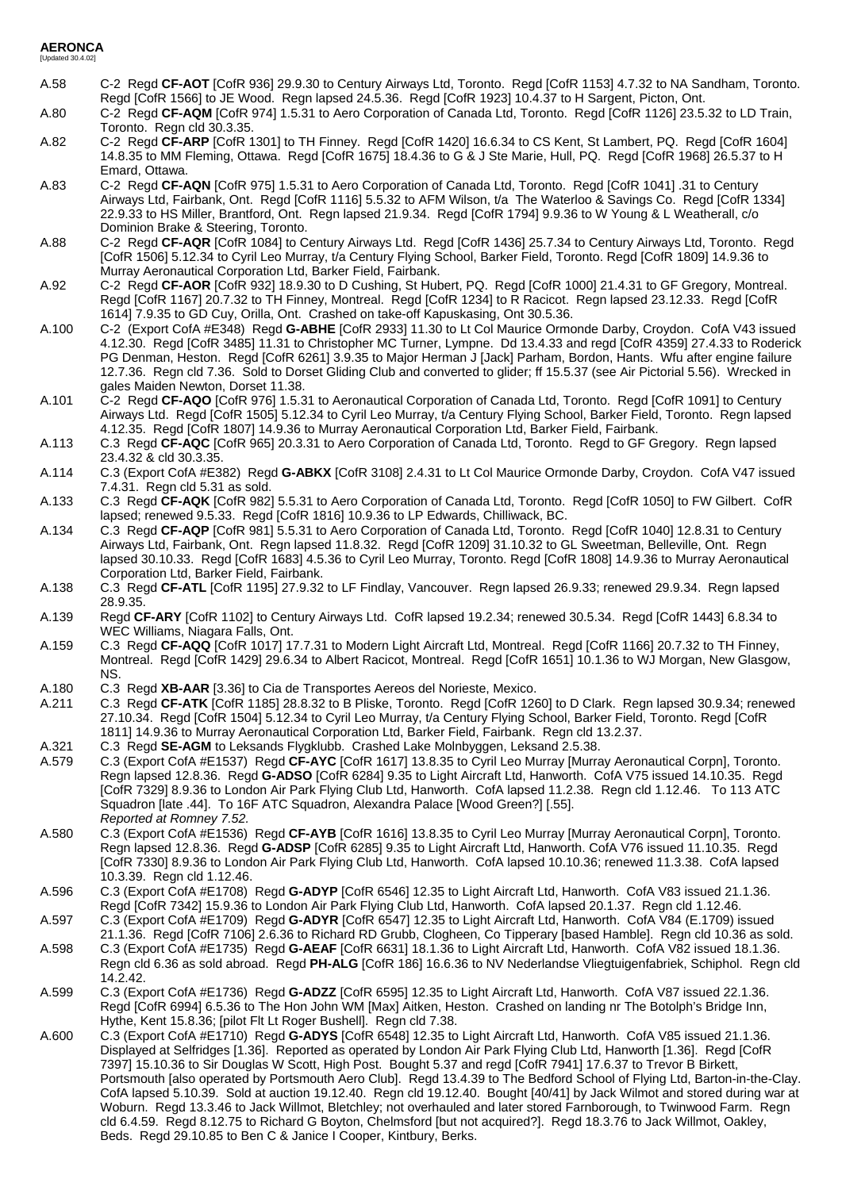# AERONCA

[Updated 30.4.02]

A.58 C-2 Regd **CF-AOT** [CofR 936] 29.9.30 to Century Airways Ltd, Toronto. Regd [CofR 1153] 4.7.32 to NA Sandham, Toronto. Regd [CofR 1566] to JE Wood. Regn lapsed 24.5.36. Regd [CofR 1923] 10.4.37 to H Sargent, Picton, Ont.

A.80 C-2 Regd **CF-AQM** [CofR 974] 1.5.31 to Aero Corporation of Canada Ltd, Toronto. Regd [CofR 1126] 23.5.32 to LD Train, Toronto. Regn cld 30.3.35.

A.82 C-2 Regd **CF-ARP** [CofR 1301] to TH Finney. Regd [CofR 1420] 16.6.34 to CS Kent, St Lambert, PQ. Regd [CofR 1604] 14.8.35 to MM Fleming, Ottawa. Regd [CofR 1675] 18.4.36 to G & J Ste Marie, Hull, PQ. Regd [CofR 1968] 26.5.37 to H Emard, Ottawa.

A.83 C-2 Regd **CF-AQN** [CofR 975] 1.5.31 to Aero Corporation of Canada Ltd, Toronto. Regd [CofR 1041] .31 to Century Airways Ltd, Fairbank, Ont. Regd [CofR 1116] 5.5.32 to AFM Wilson, t/a The Waterloo & Savings Co. Regd [CofR 1334] 22.9.33 to HS Miller, Brantford, Ont. Regn lapsed 21.9.34. Regd [CofR 1794] 9.9.36 to W Young & L Weatherall, c/o Dominion Brake & Steering, Toronto.

A.88 C-2 Regd **CF-AQR** [CofR 1084] to Century Airways Ltd. Regd [CofR 1436] 25.7.34 to Century Airways Ltd, Toronto. Regd [CofR 1506] 5.12.34 to Cyril Leo Murray, t/a Century Flying School, Barker Field, Toronto. Regd [CofR 1809] 14.9.36 to Murray Aeronautical Corporation Ltd, Barker Field, Fairbank.

A.92 C-2 Regd **CF-AOR** [CofR 932] 18.9.30 to D Cushing, St Hubert, PQ. Regd [CofR 1000] 21.4.31 to GF Gregory, Montreal. Regd [CofR 1167] 20.7.32 to TH Finney, Montreal. Regd [CofR 1234] to R Racicot. Regn lapsed 23.12.33. Regd [CofR 1614] 7.9.35 to GD Cuy, Orilla, Ont. Crashed on take-off Kapuskasing, Ont 30.5.36.

A.100 C-2 (Export CofA #E348) Regd **G-ABHE** [CofR 2933] 11.30 to Lt Col Maurice Ormonde Darby, Croydon. CofA V43 issued 4.12.30. Regd [CofR 3485] 11.31 to Christopher MC Turner, Lympne. Dd 13.4.33 and regd [CofR 4359] 27.4.33 to Roderick PG Denman, Heston. Regd [CofR 6261] 3.9.35 to Major Herman J [Jack] Parham, Bordon, Hants. Wfu after engine failure 12.7.36. Regn cld 7.36. Sold to Dorset Gliding Club and converted to glider; ff 15.5.37 (see Air Pictorial 5.56). Wrecked in gales Maiden Newton, Dorset 11.38.

A.101 C-2 Regd **CF-AQO** [CofR 976] 1.5.31 to Aeronautical Corporation of Canada Ltd, Toronto. Regd [CofR 1091] to Century Airways Ltd. Regd [CofR 1505] 5.12.34 to Cyril Leo Murray, t/a Century Flying School, Barker Field, Toronto. Regn lapsed 4.12.35. Regd [CofR 1807] 14.9.36 to Murray Aeronautical Corporation Ltd, Barker Field, Fairbank.

A.113 C.3 Regd **CF-AQC** [CofR 965] 20.3.31 to Aero Corporation of Canada Ltd, Toronto. Regd to GF Gregory. Regn lapsed 23.4.32 & cld 30.3.35.

A.114 C.3 (Export CofA #E382) Regd **G-ABKX** [CofR 3108] 2.4.31 to Lt Col Maurice Ormonde Darby, Croydon. CofA V47 issued 7.4.31. Regn cld 5.31 as sold.

A.133 C.3 Regd **CF-AQK** [CofR 982] 5.5.31 to Aero Corporation of Canada Ltd, Toronto. Regd [CofR 1050] to FW Gilbert. CofR lapsed; renewed 9.5.33. Regd [CofR 1816] 10.9.36 to LP Edwards, Chilliwack, BC.

A.134 C.3 Regd **CF-AQP** [CofR 981] 5.5.31 to Aero Corporation of Canada Ltd, Toronto. Regd [CofR 1040] 12.8.31 to Century Airways Ltd, Fairbank, Ont. Regn lapsed 11.8.32. Regd [CofR 1209] 31.10.32 to GL Sweetman, Belleville, Ont. Regn lapsed 30.10.33. Regd [CofR 1683] 4.5.36 to Cyril Leo Murray, Toronto. Regd [CofR 1808] 14.9.36 to Murray Aeronautical Corporation Ltd, Barker Field, Fairbank.

A.138 C.3 Regd **CF-ATL** [CofR 1195] 27.9.32 to LF Findlay, Vancouver. Regn lapsed 26.9.33; renewed 29.9.34. Regn lapsed 28.9.35.

A.139 Regd **CF-ARY** [CofR 1102] to Century Airways Ltd. CofR lapsed 19.2.34; renewed 30.5.34. Regd [CofR 1443] 6.8.34 to WEC Williams, Niagara Falls, Ont.

A.159 C.3 Regd **CF-AQQ** [CofR 1017] 17.7.31 to Modern Light Aircraft Ltd, Montreal. Regd [CofR 1166] 20.7.32 to TH Finney, Montreal. Regd [CofR 1429] 29.6.34 to Albert Racicot, Montreal. Regd [CofR 1651] 10.1.36 to WJ Morgan, New Glasgow, NS.

A.180 C.3 Regd **XB-AAR** [3.36] to Cia de Transportes Aereos del Norieste, Mexico.

A.211 C.3 Regd **CF-ATK** [CofR 1185] 28.8.32 to B Pliske, Toronto. Regd [CofR 1260] to D Clark. Regn lapsed 30.9.34; renewed 27.10.34. Regd [CofR 1504] 5.12.34 to Cyril Leo Murray, t/a Century Flying School, Barker Field, Toronto. Regd [CofR 1811] 14.9.36 to Murray Aeronautical Corporation Ltd, Barker Field, Fairbank. Regn cld 13.2.37.

A.321 C.3 Regd **SE-AGM** to Leksands Flygklubb. Crashed Lake Molnbyggen, Leksand 2.5.38.

A.579 C.3 (Export CofA #E1537) Regd **CF-AYC** [CofR 1617] 13.8.35 to Cyril Leo Murray [Murray Aeronautical Corpn], Toronto. Regn lapsed 12.8.36. Regd **G-ADSO** [CofR 6284] 9.35 to Light Aircraft Ltd, Hanworth. CofA V75 issued 14.10.35. Regd [CofR 7329] 8.9.36 to London Air Park Flying Club Ltd, Hanworth. CofA lapsed 11.2.38. Regn cld 1.12.46. To 113 ATC Squadron [late .44]. To 16F ATC Squadron, Alexandra Palace [Wood Green?] [.55].
*Reported at Romney 7.52.*

A.580 C.3 (Export CofA #E1536) Regd **CF-AYB** [CofR 1616] 13.8.35 to Cyril Leo Murray [Murray Aeronautical Corpn], Toronto. Regn lapsed 12.8.36. Regd **G-ADSP** [CofR 6285] 9.35 to Light Aircraft Ltd, Hanworth. CofA V76 issued 11.10.35. Regd [CofR 7330] 8.9.36 to London Air Park Flying Club Ltd, Hanworth. CofA lapsed 10.10.36; renewed 11.3.38. CofA lapsed 10.3.39. Regn cld 1.12.46.

A.596 C.3 (Export CofA #E1708) Regd **G-ADYP** [CofR 6546] 12.35 to Light Aircraft Ltd, Hanworth. CofA V83 issued 21.1.36. Regd [CofR 7342] 15.9.36 to London Air Park Flying Club Ltd, Hanworth. CofA lapsed 20.1.37. Regn cld 1.12.46.

A.597 C.3 (Export CofA #E1709) Regd **G-ADYR** [CofR 6547] 12.35 to Light Aircraft Ltd, Hanworth. CofA V84 (E.1709) issued 21.1.36. Regd [CofR 7106] 2.6.36 to Richard RD Grubb, Clogheen, Co Tipperary [based Hamble]. Regn cld 10.36 as sold.

A.598 C.3 (Export CofA #E1735) Regd **G-AEAF** [CofR 6631] 18.1.36 to Light Aircraft Ltd, Hanworth. CofA V82 issued 18.1.36. Regn cld 6.36 as sold abroad. Regd **PH-ALG** [CofR 186] 16.6.36 to NV Nederlandse Vliegtuigenfabriek, Schiphol. Regn cld 14.2.42.

A.599 C.3 (Export CofA #E1736) Regd **G-ADZZ** [CofR 6595] 12.35 to Light Aircraft Ltd, Hanworth. CofA V87 issued 22.1.36. Regd [CofR 6994] 6.5.36 to The Hon John WM [Max] Aitken, Heston. Crashed on landing nr The Botolph's Bridge Inn, Hythe, Kent 15.8.36; [pilot Flt Lt Roger Bushell]. Regn cld 7.38.

A.600 C.3 (Export CofA #E1710) Regd **G-ADYS** [CofR 6548] 12.35 to Light Aircraft Ltd, Hanworth. CofA V85 issued 21.1.36. Displayed at Selfridges [1.36]. Reported as operated by London Air Park Flying Club Ltd, Hanworth [1.36]. Regd [CofR 7397] 15.10.36 to Sir Douglas W Scott, High Post. Bought 5.37 and regd [CofR 7941] 17.6.37 to Trevor B Birkett, Portsmouth [also operated by Portsmouth Aero Club]. Regd 13.4.39 to The Bedford School of Flying Ltd, Barton-in-the-Clay. CofA lapsed 5.10.39. Sold at auction 19.12.40. Regn cld 19.12.40. Bought [40/41] by Jack Wilmot and stored during war at Woburn. Regd 13.3.46 to Jack Willmot, Bletchley; not overhauled and later stored Farnborough, to Twinwood Farm. Regn cld 6.4.59. Regd 8.12.75 to Richard G Boyton, Chelmsford [but not acquired?]. Regd 18.3.76 to Jack Willmot, Oakley, Beds. Regd 29.10.85 to Ben C & Janice I Cooper, Kintbury, Berks.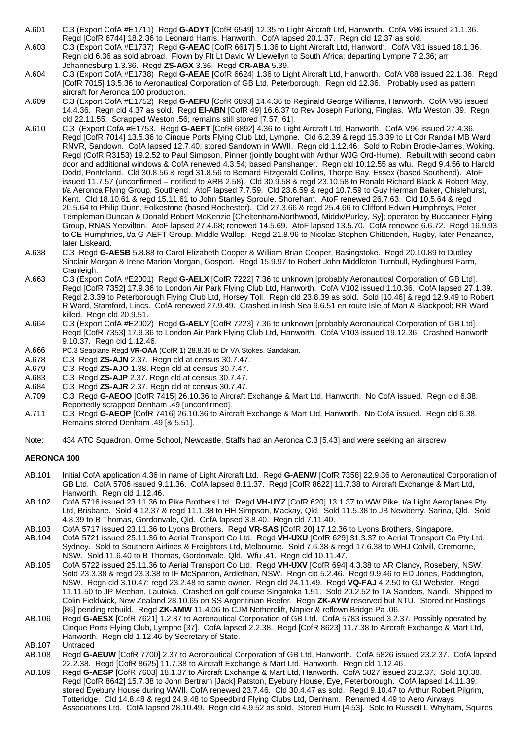A.601 C.3 (Export CofA #E1711) Regd **G-ADYT** [CofR 6549] 12.35 to Light Aircraft Ltd, Hanworth. CofA V86 issued 21.1.36. Regd [CofR 6744] 18.2.36 to Leonard Harris, Hanworth. CofA lapsed 20.1.37. Regn cld 12.37 as sold.

A.603 C.3 (Export CofA #E1737) Regd **G-AEAC** [CofR 6617] 5.1.36 to Light Aircraft Ltd, Hanworth. CofA V81 issued 18.1.36. Regn cld 6.36 as sold abroad. Flown by Flt Lt David W Llewellyn to South Africa; departing Lympne 7.2.36; arr Johannesburg 1.3.36. Regd **ZS-AGX** 3.36. Regd **CR-ABA** 5.39.

A.604 C.3 (Export CofA #E1738) Regd **G-AEAE** [CofR 6624] 1.36 to Light Aircraft Ltd, Hanworth. CofA V88 issued 22.1.36. Regd [CofR 7015] 13.5.36 to Aeronautical Corporation of GB Ltd, Peterborough. Regn cld 12.36. Probably used as pattern aircraft for Aeronca 100 production.

A.609 C.3 (Export CofA #E1752) Regd **G-AEFU** [CofR 6893] 14.4.36 to Reginald George Williams, Hanworth. CofA V95 issued 14.4.36. Regn cld 4.37 as sold. Regd **EI-ABN** [CofR 49] 16.6.37 to Rev Joseph Furlong, Finglas. Wfu Weston .39. Regn cld 22.11.55. Scrapped Weston .56; remains still stored [7.57, 61].

A.610 C.3 (Export CofA #E1753. Regd **G-AEFT** [CofR 6892] 4.36 to Light Aircraft Ltd, Hanworth. CofA V96 issued 27.4.36. Regd [CofR 7014] 13.5.36 to Cinque Ports Flying Club Ltd, Lympne. Cld 6.2.39 & regd 15.3.39 to Lt Cdr Randall MB Ward RNVR, Sandown. CofA lapsed 12.7.40; stored Sandown in WWII. Regn cld 1.12.46. Sold to Robin Brodie-James, Woking. Regd (CofR R3153) 19.2.52 to Paul Simpson, Pinner (jointly bought with Arthur WJG Ord-Hume). Rebuilt with second cabin door and additional windows & CofA renewed 4.3.54; based Panshanger. Regn cld 10.12.55 as wfu. Regd 9.4.56 to Harold Dodd, Ponteland. Cld 30.8.56 & regd 31.8.56 to Bernard Fitzgerald Collins, Thorpe Bay, Essex (based Southend). AtoF issued 11.7.57 (unconfirmed – notified to ARB 2.58). Cld 30.9.58 & regd 23.10.58 to Ronald Richard Black & Robert May, t/a Aeronca Flying Group, Southend. AtoF lapsed 7.7.59. Cld 23.6.59 & regd 10.7.59 to Guy Herman Baker, Chislehurst, Kent. Cld 18.10.61 & regd 15.11.61 to John Stanley Sproule, Shoreham. AtoF renewed 26.7.63. Cld 10.5.64 & regd 20.5.64 to Philip Dunn, Folkestone (based Rochester). Cld 27.3.66 & regd 25.4.66 to Clifford Edwin Humphreys, Peter Templeman Duncan & Donald Robert McKenzie [Cheltenham/Northwood, Middx/Purley, Sy]; operated by Buccaneer Flying Group, RNAS Yeovilton. AtoF lapsed 27.4.68; renewed 14.5.69. AtoF lapsed 13.5.70. CofA renewed 6.6.72. Regd 16.9.93 to CE Humphries, t/a G-AEFT Group, Middle Wallop. Regd 21.8.96 to Nicolas Stephen Chittenden, Rugby, later Penzance, later Liskeard.

A.638 C.3 Regd **G-AESB** 5.8.88 to Carol Elizabeth Cooper & William Brian Cooper, Basingstoke. Regd 20.10.89 to Dudley Sinclair Morgan & Irene Marion Morgan, Gosport. Regd 15.9.97 to Robert John Middleton Turnbull, Rydinghurst Farm, Cranleigh.

A.663 C.3 (Export CofA #E2001) Regd **G-AELX** [CofR 7222] 7.36 to unknown [probably Aeronautical Corporation of GB Ltd]. Regd [CofR 7352] 17.9.36 to London Air Park Flying Club Ltd, Hanworth. CofA V102 issued 1.10.36. CofA lapsed 27.1.39. Regd 2.3.39 to Peterborough Flying Club Ltd, Horsey Toll. Regn cld 23.8.39 as sold. Sold [10.46] & regd 12.9.49 to Robert R Ward, Stamford, Lincs. CofA renewed 27.9.49. Crashed in Irish Sea 9.6.51 en route Isle of Man & Blackpool; RR Ward killed. Regn cld 20.9.51.

A.664 C.3 (Export CofA #E2002) Regd **G-AELY** [CofR 7223] 7.36 to unknown [probably Aeronautical Corporation of GB Ltd]. Regd [CofR 7353] 17.9.36 to London Air Park Flying Club Ltd, Hanworth. CofA V103 issued 19.12.36. Crashed Hanworth 9.10.37. Regn cld 1.12.46.

A.666 PC.3 Seaplane Regd **VR-OAA** (CofR 1) 28.8.36 to Dr VA Stokes, Sandakan.

A.678 C.3 Regd **ZS-AJN** 2.37. Regn cld at census 30.7.47.

A.679 C.3 Regd **ZS-AJO** 1.38. Regn cld at census 30.7.47.

A.683 C.3 Regd **ZS-AJP** 2.37. Regn cld at census 30.7.47.

A.684 C.3 Regd **ZS-AJR** 2.37. Regn cld at census 30.7.47.

A.709 C.3 Regd **G-AEOO** [CofR 7415] 26.10.36 to Aircraft Exchange & Mart Ltd, Hanworth. No CofA issued. Regn cld 6.38. Reportedly scrapped Denham .49 [unconfirmed].

A.711 C.3 Regd **G-AEOP** [CofR 7416] 26.10.36 to Aircraft Exchange & Mart Ltd, Hanworth. No CofA issued. Regn cld 6.38. Remains stored Denham .49 [& 5.51].

Note: 434 ATC Squadron, Orme School, Newcastle, Staffs had an Aeronca C.3 [5.43] and were seeking an airscrew

**AERONCA 100**

AB.101 Initial CofA application 4.36 in name of Light Aircraft Ltd. Regd **G-AENW** [CofR 7358] 22.9.36 to Aeronautical Corporation of GB Ltd. CofA 5706 issued 9.11.36. CofA lapsed 8.11.37. Regd [CofR 8622] 11.7.38 to Aircraft Exchange & Mart Ltd, Hanworth. Regn cld 1.12.46.

AB.102 CofA 5716 issued 23.11.36 to Pike Brothers Ltd. Regd **VH-UYZ** [CofR 620] 13.1.37 to WW Pike, t/a Light Aeroplanes Pty Ltd, Brisbane. Sold 4.12.37 & regd 11.1.38 to HH Simpson, Mackay, Qld. Sold 11.5.38 to JB Newberry, Sarina, Qld. Sold 4.8.39 to B Thomas, Gordonvale, Qld. CofA lapsed 3.8.40. Regn cld 7.11.40.

AB.103 CofA 5717 issued 23.11.36 to Lyons Brothers. Regd **VR-SAS** [CofR 20] 17.12.36 to Lyons Brothers, Singapore.

AB.104 CofA 5721 issued 25.11.36 to Aerial Transport Co Ltd. Regd **VH-UXU** [CofR 629] 31.3.37 to Aerial Transport Co Pty Ltd, Sydney. Sold to Southern Airlines & Freighters Ltd, Melbourne. Sold 7.6.38 & regd 17.6.38 to WHJ Colvill, Cremorne, NSW. Sold 11.6.40 to B Thomas, Gordonvale, Qld. Wfu .41. Regn cld 10.11.47.

AB.105 CofA 5722 issued 25.11.36 to Aerial Transport Co Ltd. Regd **VH-UXV** [CofR 694] 4.3.38 to AR Clancy, Rosebery, NSW. Sold 23.3.38 & regd 23.3.38 to IF McSparron, Ardlethan, NSW. Regn cld 5.2.46. Regd 9.9.46 to ED Jones, Paddington, NSW. Regn cld 3.10.47; regd 23.2.48 to same owner. Regn cld 24.11.49. Regd **VQ-FAJ** 4.2.50 to GJ Webster. Regd 11.11.50 to JP Meehan, Lautoka. Crashed on golf course Singatoka 1.51. Sold 20.2.52 to TA Sanders, Nandi. Shipped to Colin Fieldwick, New Zealand 28.10.65 on SS Argentinian Reefer. Regn **ZK-AYW** reserved but NTU. Stored nr Hastings [86] pending rebuild. Regd **ZK-AMW** 11.4.06 to CJM Netherclift, Napier & reflown Bridge Pa .06.

AB.106 Regd **G-AESX** [CofR 7621] 1.2.37 to Aeronautical Corporation of GB Ltd. CofA 5783 issued 3.2.37. Possibly operated by Cinque Ports Flying Club, Lympne [37]. CofA lapsed 2.2.38. Regd [CofR 8623] 11.7.38 to Aircraft Exchange & Mart Ltd, Hanworth. Regn cld 1.12.46 by Secretary of State.

AB.107 Untraced

AB.108 Regd **G-AEUW** [CofR 7700] 2.37 to Aeronautical Corporation of GB Ltd, Hanworth. CofA 5826 issued 23.2.37. CofA lapsed 22.2.38. Regd [CofR 8625] 11.7.38 to Aircraft Exchange & Mart Ltd, Hanworth. Regn cld 1.12.46.

AB.109 Regd **G-AESP** [CofR 7603] 18.1.37 to Aircraft Exchange & Mart Ltd, Hanworth. CofA 5827 issued 23.2.37. Sold 1Q.38. Regd [CofR 8642] 15.7.38 to John Bertram [Jack] Patston, Eyebury House, Eye, Peterborough. CofA lapsed 14.11.39; stored Eyebury House during WWII. CofA renewed 23.7.46. Cld 30.4.47 as sold. Regd 9.10.47 to Arthur Robert Pilgrim, Totteridge. Cld 14.8.48 & regd 24.9.48 to Speedbird Flying Clubs Ltd, Denham. Renamed 4.49 to Aero Airways Associations Ltd. CofA lapsed 28.10.49. Regn cld 4.9.52 as sold. Stored Hurn [4.53]. Sold to Russell L Whyham, Squires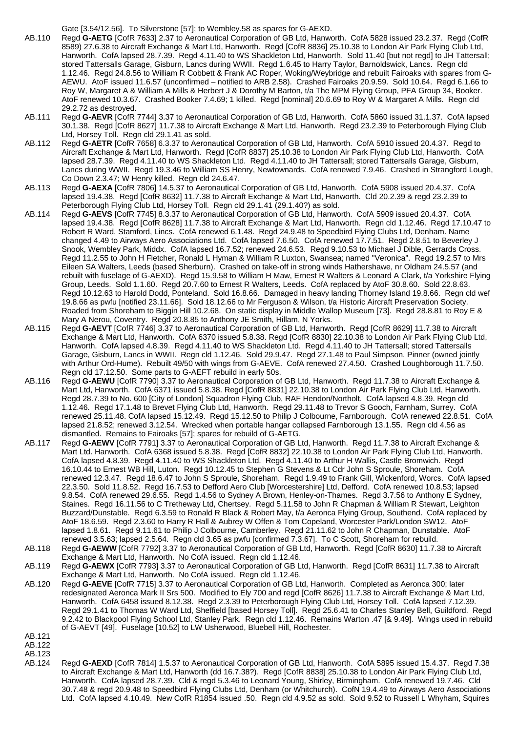Gate [3.54/12.56]. To Silverstone [57]; to Wembley.58 as spares for G-AEXD.

AB.110 Regd **G-AETG** [CofR 7633] 2.37 to Aeronautical Corporation of GB Ltd, Hanworth. CofA 5828 issued 23.2.37. Regd (CofR 8589) 27.6.38 to Aircraft Exchange & Mart Ltd, Hanworth. Regd [CofR 8836] 25.10.38 to London Air Park Flying Club Ltd, Hanworth. CofA lapsed 28.7.39. Regd 4.11.40 to WS Shackleton Ltd, Hanworth. Sold 11.40 [but not regd] to JH Tattersall; stored Tattersalls Garage, Gisburn, Lancs during WWII. Regd 1.6.45 to Harry Taylor, Barnoldswick, Lancs. Regn cld 1.12.46. Regd 24.8.56 to William R Cobbett & Frank AC Roper, Woking/Weybridge and rebuilt Fairoaks with spares from G-AEWU. AtoF issued 11.6.57 (unconfirmed – notified to ARB 2.58). Crashed Fairoaks 20.9.59. Sold 10.64. Regd 6.1.66 to Roy W, Margaret A & William A Mills & Herbert J & Dorothy M Barton, t/a The MPM Flying Group, PFA Group 34, Booker. AtoF renewed 10.3.67. Crashed Booker 7.4.69; 1 killed. Regd [nominal] 20.6.69 to Roy W & Margaret A Mills. Regn cld 29.2.72 as destroyed.

AB.111 Regd **G-AEVR** [CofR 7744] 3.37 to Aeronautical Corporation of GB Ltd, Hanworth. CofA 5860 issued 31.1.37. CofA lapsed 30.1.38. Regd [CofR 8627] 11.7.38 to Aircraft Exchange & Mart Ltd, Hanworth. Regd 23.2.39 to Peterborough Flying Club Ltd, Horsey Toll. Regn cld 29.1.41 as sold.

AB.112 Regd **G-AETR** [CofR 7658] 6.3.37 to Aeronautical Corporation of GB Ltd, Hanworth. CofA 5910 issued 20.4.37. Regd to Aircraft Exchange & Mart Ltd, Hanworth. Regd [CofR 8837] 25.10.38 to London Air Park Flying Club Ltd, Hanworth. CofA lapsed 28.7.39. Regd 4.11.40 to WS Shackleton Ltd. Regd 4.11.40 to JH Tattersall; stored Tattersalls Garage, Gisburn, Lancs during WWII. Regd 19.3.46 to William SS Henry, Newtownards. CofA renewed 7.9.46. Crashed in Strangford Lough, Co Down 2.3.47; W Henry killed. Regn cld 24.6.47.

AB.113 Regd **G-AEXA** [CofR 7806] 14.5.37 to Aeronautical Corporation of GB Ltd, Hanworth. CofA 5908 issued 20.4.37. CofA lapsed 19.4.38. Regd [CofR 8632] 11.7.38 to Aircraft Exchange & Mart Ltd, Hanworth. Cld 20.2.39 & regd 23.2.39 to Peterborough Flying Club Ltd, Horsey Toll. Regn cld 29.1.41 (29.1.40?) as sold.

AB.114 Regd **G-AEVS** [CofR 7745] 8.3.37 to Aeronautical Corporation of GB Ltd, Hanworth. CofA 5909 issued 20.4.37. CofA lapsed 19.4.38. Regd [CofR 8628] 11.7.38 to Aircraft Exchange & Mart Ltd, Hanworth. Regn cld 1.12.46. Regd 17.10.47 to Robert R Ward, Stamford, Lincs. CofA renewed 6.1.48. Regd 24.9.48 to Speedbird Flying Clubs Ltd, Denham. Name changed 4.49 to Airways Aero Associations Ltd. CofA lapsed 7.6.50. CofA renewed 17.7.51. Regd 2.8.51 to Beverley J Snook, Wembley Park, Middx. CofA lapsed 16.7.52; renewed 24.6.53. Regd 9.10.53 to Michael J Dible, Gerrards Cross. Regd 11.2.55 to John H Fletcher, Ronald L Hyman & William R Luxton, Swansea; named "Veronica". Regd 19.2.57 to Mrs Eileen SA Walters, Leeds (based Sherburn). Crashed on take-off in strong winds Hathershawe, nr Oldham 24.5.57 (and rebuilt with fuselage of G-AEXD). Regd 15.9.58 to William H Maw, Ernest R Walters & Leonard A Clark, t/a Yorkshire Flying Group, Leeds. Sold 1.1.60. Regd 20.7.60 to Ernest R Walters, Leeds. CofA replaced by AtoF 30.8.60. Sold 22.8.63. Regd 10.12.63 to Harold Dodd, Ponteland. Sold 16.8.66. Damaged in heavy landing Thorney Island 19.8.66. Regn cld wef 19.8.66 as pwfu [notified 23.11.66]. Sold 18.12.66 to Mr Ferguson & Wilson, t/a Historic Aircraft Preservation Society. Roaded from Shoreham to Biggin Hill 10.2.68. On static display in Middle Wallop Museum [73]. Regd 28.8.81 to Roy E & Mary A Nerou, Coventry. Regd 20.8.85 to Anthony JE Smith, Hillam, N Yorks.

AB.115 Regd **G-AEVT** [CofR 7746] 3.37 to Aeronautical Corporation of GB Ltd, Hanworth. Regd [CofR 8629] 11.7.38 to Aircraft Exchange & Mart Ltd, Hanworth. CofA 6370 issued 5.8.38. Regd [CofR 8830] 22.10.38 to London Air Park Flying Club Ltd, Hanworth. CofA lapsed 4.8.39. Regd 4.11.40 to WS Shackleton Ltd. Regd 4.11.40 to JH Tattersall; stored Tattersalls Garage, Gisburn, Lancs in WWII. Regn cld 1.12.46. Sold 29.9.47. Regd 27.1.48 to Paul Simpson, Pinner (owned jointly with Arthur Ord-Hume). Rebuilt 49/50 with wings from G-AEVE. CofA renewed 27.4.50. Crashed Loughborough 11.7.50. Regn cld 17.12.50. Some parts to G-AEFT rebuild in early 50s.

AB.116 Regd **G-AEWU** [CofR 7790] 3.37 to Aeronautical Corporation of GB Ltd, Hanworth. Regd 11.7.38 to Aircraft Exchange & Mart Ltd, Hanworth. CofA 6371 issued 5.8.38. Regd [CofR 8831] 22.10.38 to London Air Park Flying Club Ltd, Hanworth. Regd 28.7.39 to No. 600 [City of London] Squadron Flying Club, RAF Hendon/Northolt. CofA lapsed 4.8.39. Regn cld 1.12.46. Regd 17.1.48 to Brevet Flying Club Ltd, Hanworth. Regd 29.11.48 to Trevor S Gooch, Farnham, Surrey. CofA renewed 25.11.48. CofA lapsed 15.12.49. Regd 15.12.50 to Philip J Colbourne, Farnborough. CofA renewed 22.8.51. CofA lapsed 21.8.52; renewed 3.12.54. Wrecked when portable hangar collapsed Farnborough 13.1.55. Regn cld 4.56 as dismantled. Remains to Fairoaks [57]; spares for rebuild of G-AETG.

AB.117 Regd **G-AEWV** [CofR 7791] 3.37 to Aeronautical Corporation of GB Ltd, Hanworth. Regd 11.7.38 to Aircraft Exchange & Mart Ltd. Hanworth. CofA 6368 issued 5.8.38. Regd [CofR 8832] 22.10.38 to London Air Park Flying Club Ltd, Hanworth. CofA lapsed 4.8.39. Regd 4.11.40 to WS Shackleton Ltd. Regd 4.11.40 to Arthur H Wallis, Castle Bromwich. Regd 16.10.44 to Ernest WB Hill, Luton. Regd 10.12.45 to Stephen G Stevens & Lt Cdr John S Sproule, Shoreham. CofA renewed 12.3.47. Regd 18.6.47 to John S Sproule, Shoreham. Regd 1.9.49 to Frank Gill, Wickenford, Worcs. CofA lapsed 22.3.50. Sold 11.8.52. Regd 16.7.53 to Defford Aero Club [Worcestershire] Ltd, Defford. CofA renewed 10.8.53; lapsed 9.8.54. CofA renewed 29.6.55. Regd 1.4.56 to Sydney A Brown, Henley-on-Thames. Regd 3.7.56 to Anthony E Sydney, Staines. Regd 16.11.56 to C Tretheway Ltd, Chertsey. Regd 5.11.58 to John R Chapman & William R Stewart, Leighton Buzzard/Dunstable. Regd 6.3.59 to Ronald R Black & Robert May, t/a Aeronca Flying Group, Southend. CofA replaced by AtoF 18.6.59. Regd 2.3.60 to Harry R Hall & Aubrey W Offen & Tom Copeland, Worcester Park/London SW12. AtoF lapsed 1.8.61. Regd 9.11.61 to Philip J Colbourne, Camberley. Regd 21.11.62 to John R Chapman, Dunstable. AtoF renewed 3.5.63; lapsed 2.5.64. Regn cld 3.65 as pwfu [confirmed 7.3.67]. To C Scott, Shoreham for rebuild.

AB.118 Regd **G-AEWW** [CofR 7792] 3.37 to Aeronautical Corporation of GB Ltd, Hanworth. Regd [CofR 8630] 11.7.38 to Aircraft Exchange & Mart Ltd, Hanworth. No CofA issued. Regn cld 1.12.46.

AB.119 Regd **G-AEWX** [CofR 7793] 3.37 to Aeronautical Corporation of GB Ltd, Hanworth. Regd [CofR 8631] 11.7.38 to Aircraft Exchange & Mart Ltd, Hanworth. No CofA issued. Regn cld 1.12.46.

AB.120 Regd **G-AEVE** [CofR 7715] 3.37 to Aeronautical Corporation of GB Ltd, Hanworth. Completed as Aeronca 300; later redesignated Aeronca Mark II Srs 500. Modified to Ely 700 and regd [CofR 8626] 11.7.38 to Aircraft Exchange & Mart Ltd, Hanworth. CofA 6458 issued 8.12.38. Regd 2.3.39 to Peterborough Flying Club Ltd, Horsey Toll. CofA lapsed 7.12.39. Regd 29.1.41 to Thomas W Ward Ltd, Sheffield [based Horsey Toll]. Regd 25.6.41 to Charles Stanley Bell, Guildford. Regd 9.2.42 to Blackpool Flying School Ltd, Stanley Park. Regn cld 1.12.46. Remains Warton .47 [& 9.49]. Wings used in rebuild of G-AEVT [49]. Fuselage [10.52] to LW Usherwood, Bluebell Hill, Rochester.

AB.121

AB.122

AB.123

AB.124 Regd **G-AEXD** [CofR 7814] 1.5.37 to Aeronautical Corporation of GB Ltd, Hanworth. CofA 5895 issued 15.4.37. Regd 7.38 to Aircraft Exchange & Mart Ltd, Hanworth (dd 16.7.38?). Regd [CofR 8838] 25.10.38 to London Air Park Flying Club Ltd, Hanworth. CofA lapsed 28.7.39. Cld & regd 5.3.46 to Leonard Young, Shirley, Birmingham. CofA renewed 19.7.46. Cld 30.7.48 & regd 20.9.48 to Speedbird Flying Clubs Ltd, Denham (or Whitchurch). CofN 19.4.49 to Airways Aero Associations Ltd. CofA lapsed 4.10.49. New CofR R1854 issued .50. Regn cld 4.9.52 as sold. Sold 9.52 to Russell L Whyham, Squires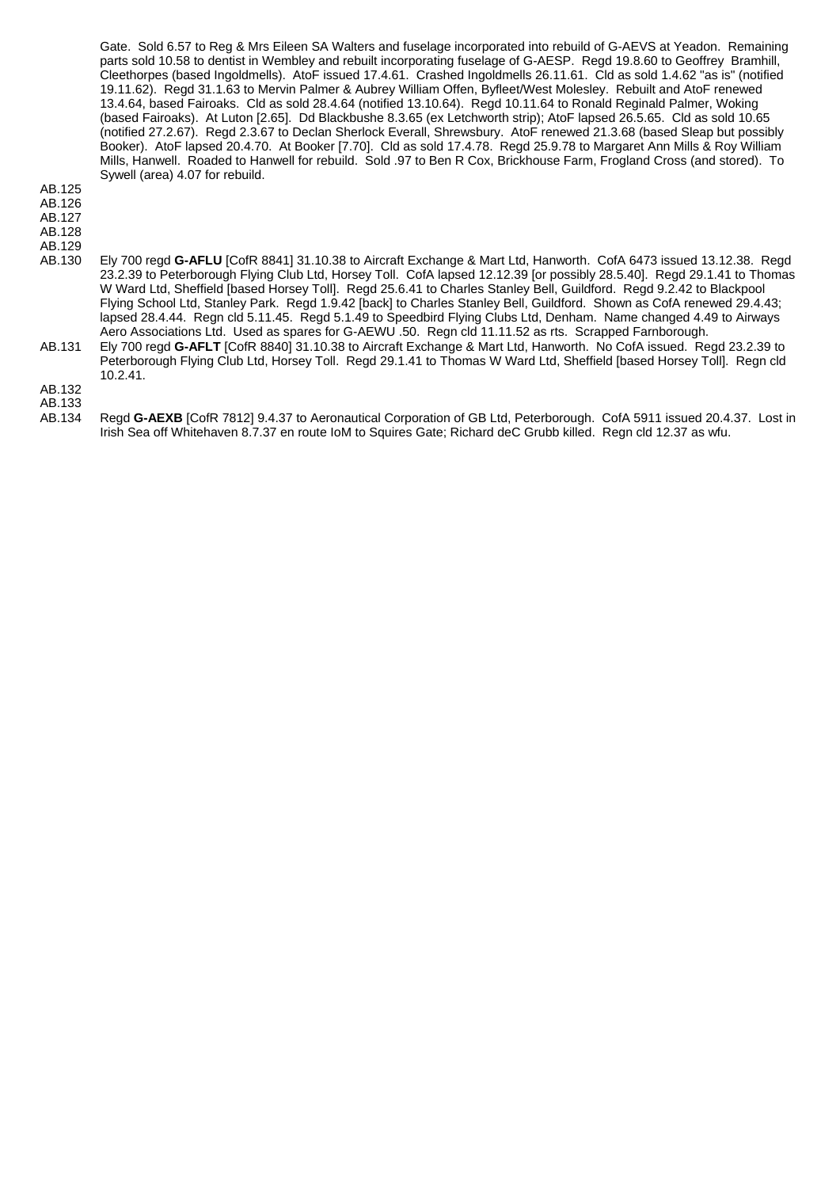Gate. Sold 6.57 to Reg & Mrs Eileen SA Walters and fuselage incorporated into rebuild of G-AEVS at Yeadon. Remaining parts sold 10.58 to dentist in Wembley and rebuilt incorporating fuselage of G-AESP. Regd 19.8.60 to Geoffrey Bramhill, Cleethorpes (based Ingoldmells). AtoF issued 17.4.61. Crashed Ingoldmells 26.11.61. Cld as sold 1.4.62 "as is" (notified 19.11.62). Regd 31.1.63 to Mervin Palmer & Aubrey William Offen, Byfleet/West Molesley. Rebuilt and AtoF renewed 13.4.64, based Fairoaks. Cld as sold 28.4.64 (notified 13.10.64). Regd 10.11.64 to Ronald Reginald Palmer, Woking (based Fairoaks). At Luton [2.65]. Dd Blackbushe 8.3.65 (ex Letchworth strip); AtoF lapsed 26.5.65. Cld as sold 10.65 (notified 27.2.67). Regd 2.3.67 to Declan Sherlock Everall, Shrewsbury. AtoF renewed 21.3.68 (based Sleap but possibly Booker). AtoF lapsed 20.4.70. At Booker [7.70]. Cld as sold 17.4.78. Regd 25.9.78 to Margaret Ann Mills & Roy William Mills, Hanwell. Roaded to Hanwell for rebuild. Sold .97 to Ben R Cox, Brickhouse Farm, Frogland Cross (and stored). To Sywell (area) 4.07 for rebuild.

AB.125

AB.126

AB.127

AB.128

AB.129

AB.130 Ely 700 regd **G-AFLU** [CofR 8841] 31.10.38 to Aircraft Exchange & Mart Ltd, Hanworth. CofA 6473 issued 13.12.38. Regd 23.2.39 to Peterborough Flying Club Ltd, Horsey Toll. CofA lapsed 12.12.39 [or possibly 28.5.40]. Regd 29.1.41 to Thomas W Ward Ltd, Sheffield [based Horsey Toll]. Regd 25.6.41 to Charles Stanley Bell, Guildford. Regd 9.2.42 to Blackpool Flying School Ltd, Stanley Park. Regd 1.9.42 [back] to Charles Stanley Bell, Guildford. Shown as CofA renewed 29.4.43; lapsed 28.4.44. Regn cld 5.11.45. Regd 5.1.49 to Speedbird Flying Clubs Ltd, Denham. Name changed 4.49 to Airways Aero Associations Ltd. Used as spares for G-AEWU .50. Regn cld 11.11.52 as rts. Scrapped Farnborough.

AB.131 Ely 700 regd **G-AFLT** [CofR 8840] 31.10.38 to Aircraft Exchange & Mart Ltd, Hanworth. No CofA issued. Regd 23.2.39 to Peterborough Flying Club Ltd, Horsey Toll. Regd 29.1.41 to Thomas W Ward Ltd, Sheffield [based Horsey Toll]. Regn cld 10.2.41.

AB.132

AB.133

AB.134 Regd **G-AEXB** [CofR 7812] 9.4.37 to Aeronautical Corporation of GB Ltd, Peterborough. CofA 5911 issued 20.4.37. Lost in Irish Sea off Whitehaven 8.7.37 en route IoM to Squires Gate; Richard deC Grubb killed. Regn cld 12.37 as wfu.